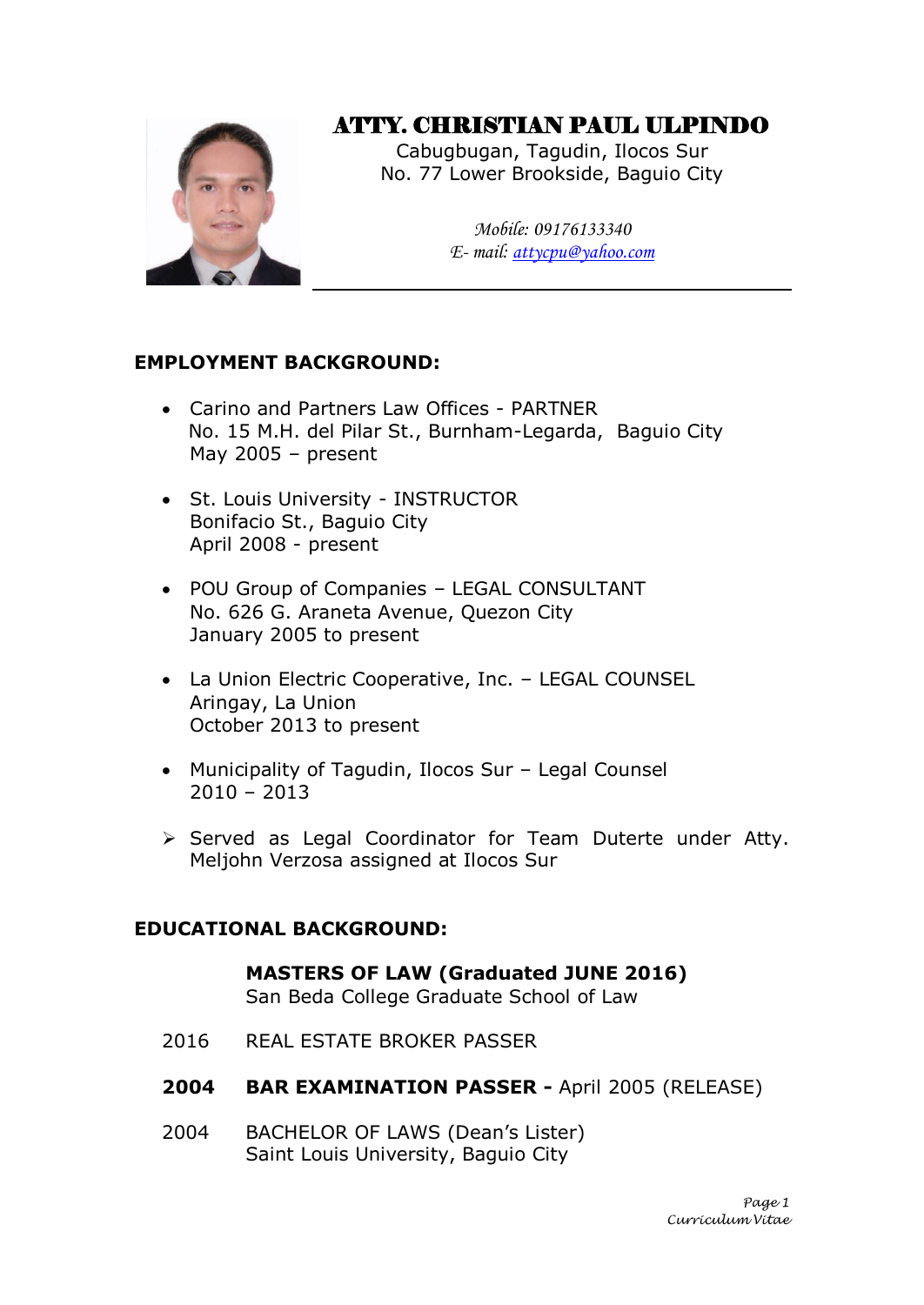# ATTY. CHRISTIAN PAUL ULPINDO

Cabugbugan, Tagudin, Ilocos Sur
No. 77 Lower Brookside, Baguio City

*Mobile: 09176133340*
*E- mail: attycpu@yahoo.com*

## EMPLOYMENT BACKGROUND:

- Carino and Partners Law Offices - PARTNER
  No. 15 M.H. del Pilar St., Burnham-Legarda, Baguio City
  May 2005 – present

- St. Louis University - INSTRUCTOR
  Bonifacio St., Baguio City
  April 2008 - present

- POU Group of Companies – LEGAL CONSULTANT
  No. 626 G. Araneta Avenue, Quezon City
  January 2005 to present

- La Union Electric Cooperative, Inc. – LEGAL COUNSEL
  Aringay, La Union
  October 2013 to present

- Municipality of Tagudin, Ilocos Sur – Legal Counsel
  2010 – 2013

- Served as Legal Coordinator for Team Duterte under Atty. Meljohn Verzosa assigned at Ilocos Sur

## EDUCATIONAL BACKGROUND:

**MASTERS OF LAW (Graduated JUNE 2016)**
San Beda College Graduate School of Law

2016 REAL ESTATE BROKER PASSER

**2004 BAR EXAMINATION PASSER -** April 2005 (RELEASE)

2004 BACHELOR OF LAWS (Dean's Lister)
Saint Louis University, Baguio City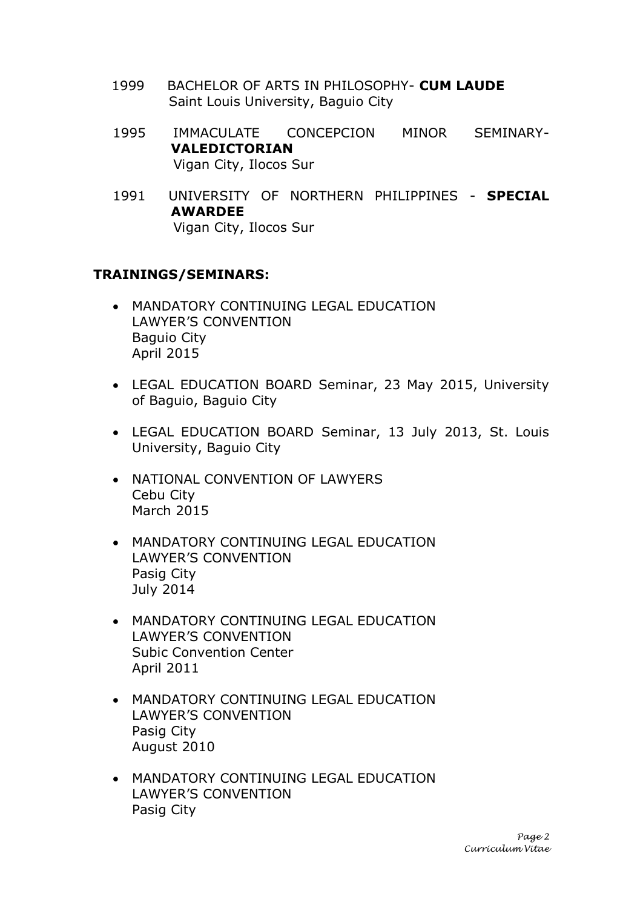- 1999 BACHELOR OF ARTS IN PHILOSOPHY- **CUM LAUDE**
  Saint Louis University, Baguio City

- 1995 IMMACULATE CONCEPCION MINOR SEMINARY- **VALEDICTORIAN**
  Vigan City, Ilocos Sur

- 1991 UNIVERSITY OF NORTHERN PHILIPPINES - **SPECIAL AWARDEE**
  Vigan City, Ilocos Sur

**TRAININGS/SEMINARS:**

- MANDATORY CONTINUING LEGAL EDUCATION
  LAWYER'S CONVENTION
  Baguio City
  April 2015

- LEGAL EDUCATION BOARD Seminar, 23 May 2015, University of Baguio, Baguio City

- LEGAL EDUCATION BOARD Seminar, 13 July 2013, St. Louis University, Baguio City

- NATIONAL CONVENTION OF LAWYERS
  Cebu City
  March 2015

- MANDATORY CONTINUING LEGAL EDUCATION
  LAWYER'S CONVENTION
  Pasig City
  July 2014

- MANDATORY CONTINUING LEGAL EDUCATION
  LAWYER'S CONVENTION
  Subic Convention Center
  April 2011

- MANDATORY CONTINUING LEGAL EDUCATION
  LAWYER'S CONVENTION
  Pasig City
  August 2010

- MANDATORY CONTINUING LEGAL EDUCATION
  LAWYER'S CONVENTION
  Pasig City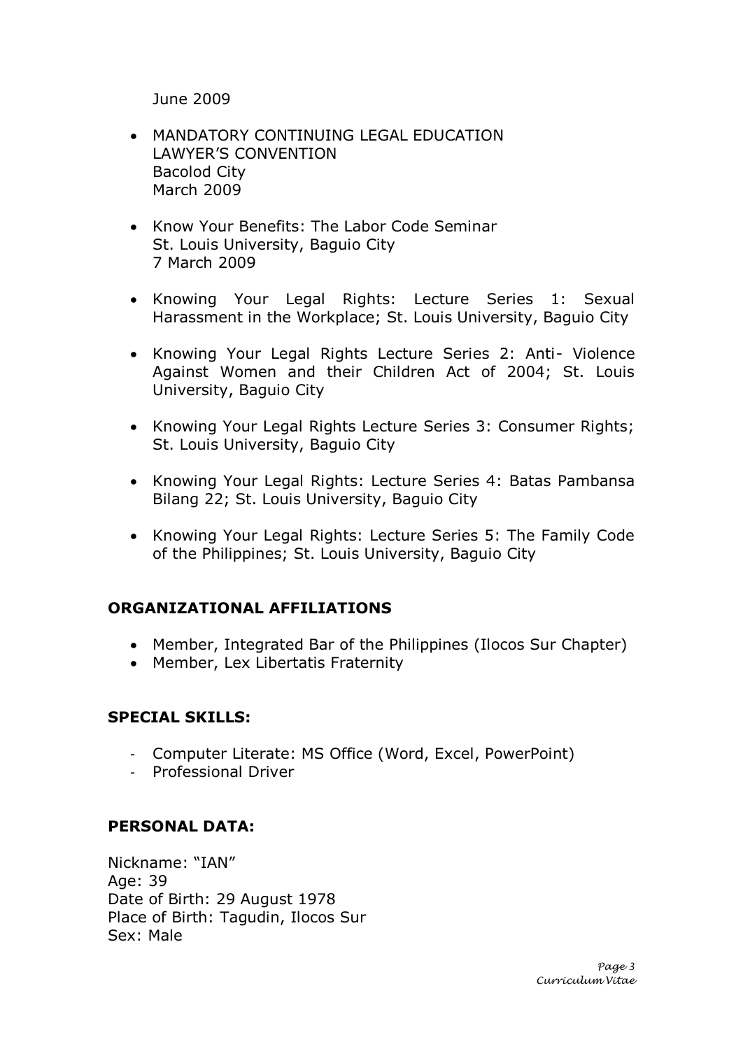June 2009

- MANDATORY CONTINUING LEGAL EDUCATION
  LAWYER'S CONVENTION
  Bacolod City
  March 2009

- Know Your Benefits: The Labor Code Seminar
  St. Louis University, Baguio City
  7 March 2009

- Knowing Your Legal Rights: Lecture Series 1: Sexual Harassment in the Workplace; St. Louis University, Baguio City

- Knowing Your Legal Rights Lecture Series 2: Anti- Violence Against Women and their Children Act of 2004; St. Louis University, Baguio City

- Knowing Your Legal Rights Lecture Series 3: Consumer Rights; St. Louis University, Baguio City

- Knowing Your Legal Rights: Lecture Series 4: Batas Pambansa Bilang 22; St. Louis University, Baguio City

- Knowing Your Legal Rights: Lecture Series 5: The Family Code of the Philippines; St. Louis University, Baguio City

## ORGANIZATIONAL AFFILIATIONS

- Member, Integrated Bar of the Philippines (Ilocos Sur Chapter)
- Member, Lex Libertatis Fraternity

## SPECIAL SKILLS:

- Computer Literate: MS Office (Word, Excel, PowerPoint)
- Professional Driver

## PERSONAL DATA:

Nickname: "IAN"
Age: 39
Date of Birth: 29 August 1978
Place of Birth: Tagudin, Ilocos Sur
Sex: Male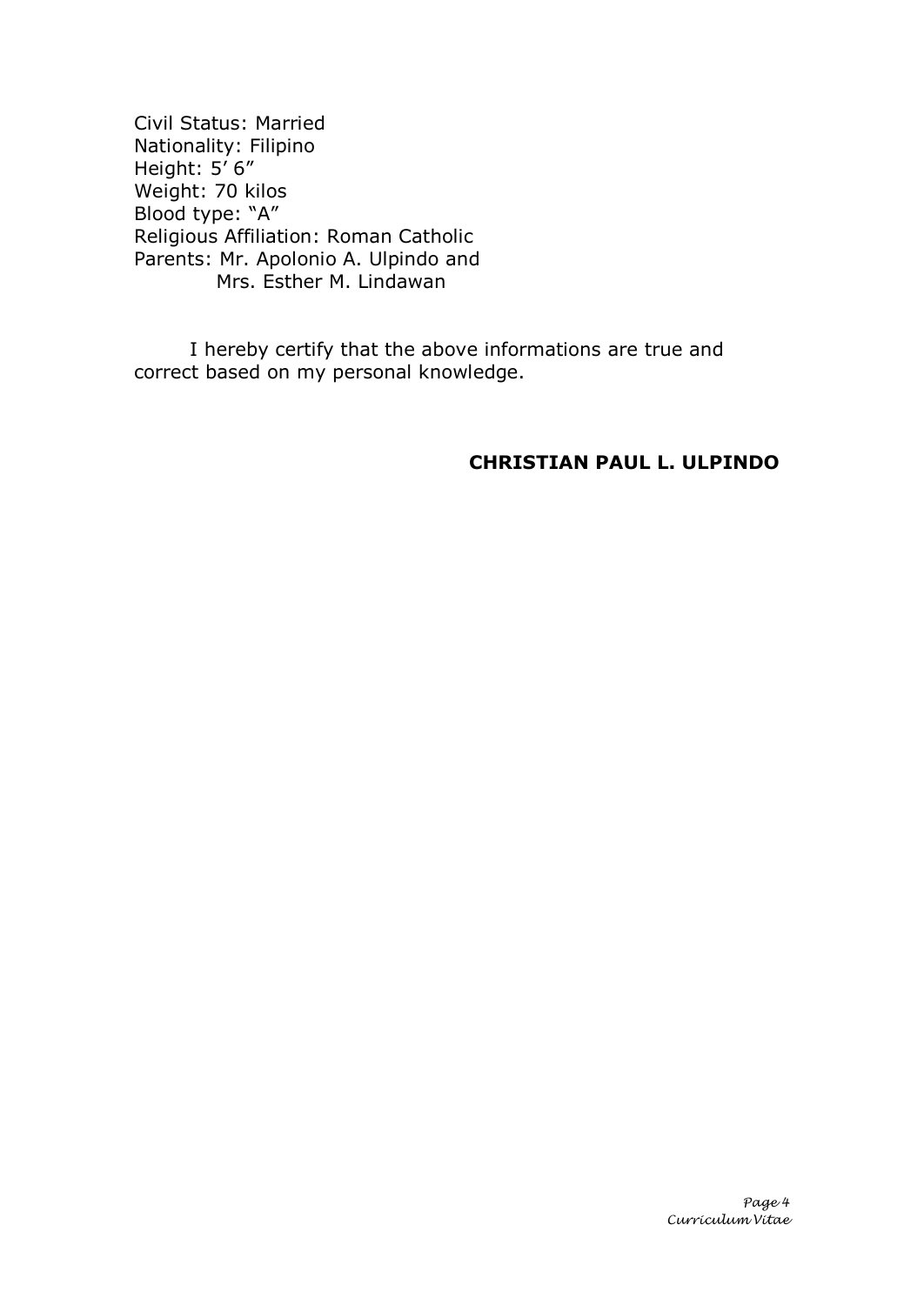Civil Status: Married
Nationality: Filipino
Height: 5' 6"
Weight: 70 kilos
Blood type: "A"
Religious Affiliation: Roman Catholic
Parents: Mr. Apolonio A. Ulpindo and
Mrs. Esther M. Lindawan

I hereby certify that the above informations are true and correct based on my personal knowledge.

**CHRISTIAN PAUL L. ULPINDO**